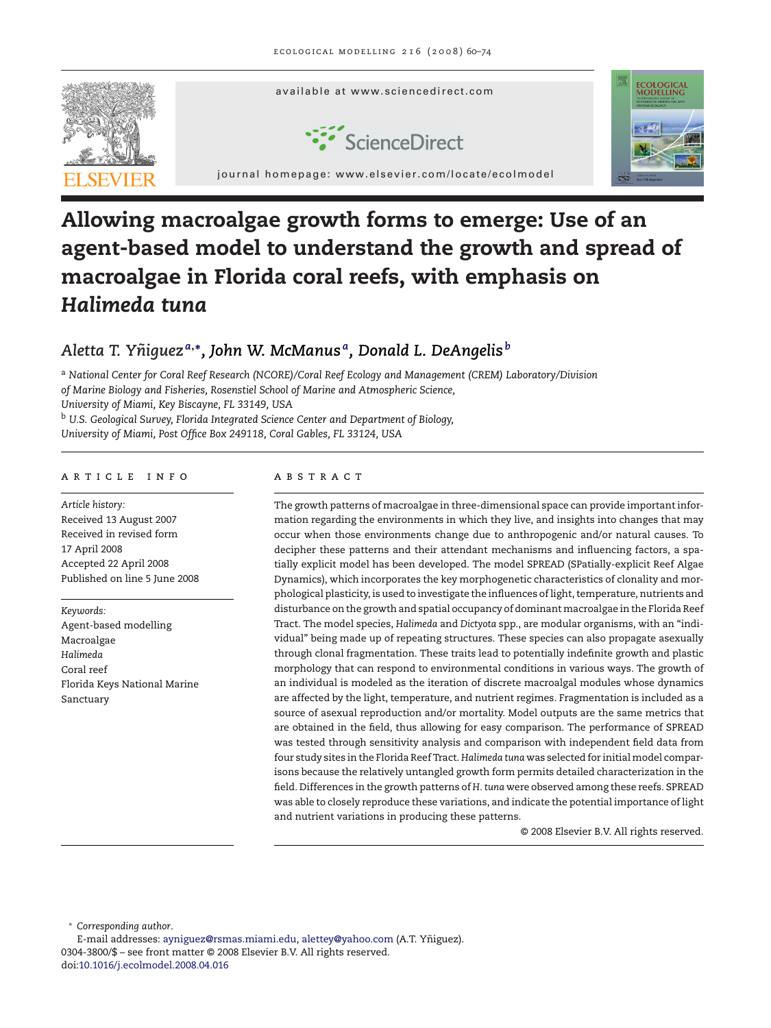# Allowing macroalgae growth forms to emerge: Use of an agent-based model to understand the growth and spread of macroalgae in Florida coral reefs, with emphasis on *Halimeda tuna*

*Aletta T. Yñiguez* [a,*], *John W. McManus* [a], *Donald L. DeAngelis* [b]

[a] National Center for Coral Reef Research (NCORE)/Coral Reef Ecology and Management (CREM) Laboratory/Division of Marine Biology and Fisheries, Rosenstiel School of Marine and Atmospheric Science, University of Miami, Key Biscayne, FL 33149, USA

[b] U.S. Geological Survey, Florida Integrated Science Center and Department of Biology, University of Miami, Post Office Box 249118, Coral Gables, FL 33124, USA

## ARTICLE INFO

*Article history:*
Received 13 August 2007
Received in revised form 17 April 2008
Accepted 22 April 2008
Published on line 5 June 2008

*Keywords:*
Agent-based modelling
Macroalgae
*Halimeda*
Coral reef
Florida Keys National Marine Sanctuary

## ABSTRACT

The growth patterns of macroalgae in three-dimensional space can provide important information regarding the environments in which they live, and insights into changes that may occur when those environments change due to anthropogenic and/or natural causes. To decipher these patterns and their attendant mechanisms and influencing factors, a spatially explicit model has been developed. The model SPREAD (SPatially-explicit Reef Algae Dynamics), which incorporates the key morphogenetic characteristics of clonality and morphological plasticity, is used to investigate the influences of light, temperature, nutrients and disturbance on the growth and spatial occupancy of dominant macroalgae in the Florida Reef Tract. The model species, *Halimeda* and *Dictyota* spp., are modular organisms, with an "individual" being made up of repeating structures. These species can also propagate asexually through clonal fragmentation. These traits lead to potentially indefinite growth and plastic morphology that can respond to environmental conditions in various ways. The growth of an individual is modeled as the iteration of discrete macroalgal modules whose dynamics are affected by the light, temperature, and nutrient regimes. Fragmentation is included as a source of asexual reproduction and/or mortality. Model outputs are the same metrics that are obtained in the field, thus allowing for easy comparison. The performance of SPREAD was tested through sensitivity analysis and comparison with independent field data from four study sites in the Florida Reef Tract. *Halimeda tuna* was selected for initial model comparisons because the relatively untangled growth form permits detailed characterization in the field. Differences in the growth patterns of *H. tuna* were observed among these reefs. SPREAD was able to closely reproduce these variations, and indicate the potential importance of light and nutrient variations in producing these patterns.

© 2008 Elsevier B.V. All rights reserved.

\* Corresponding author.
E-mail addresses: ayniguez@rsmas.miami.edu, alettey@yahoo.com (A.T. Yñiguez).
0304-3800/$ – see front matter © 2008 Elsevier B.V. All rights reserved.
doi:10.1016/j.ecolmodel.2008.04.016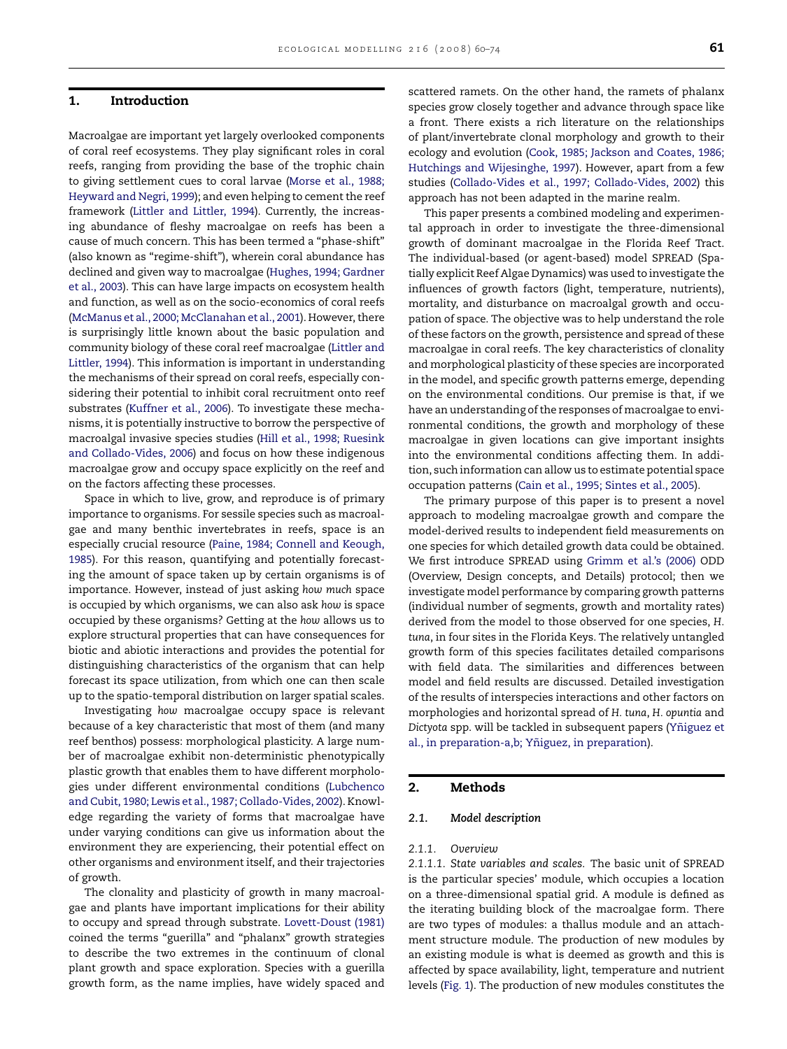## 1. Introduction

Macroalgae are important yet largely overlooked components of coral reef ecosystems. They play significant roles in coral reefs, ranging from providing the base of the trophic chain to giving settlement cues to coral larvae (Morse et al., 1988; Heyward and Negri, 1999); and even helping to cement the reef framework (Littler and Littler, 1994). Currently, the increasing abundance of fleshy macroalgae on reefs has been a cause of much concern. This has been termed a "phase-shift" (also known as "regime-shift"), wherein coral abundance has declined and given way to macroalgae (Hughes, 1994; Gardner et al., 2003). This can have large impacts on ecosystem health and function, as well as on the socio-economics of coral reefs (McManus et al., 2000; McClanahan et al., 2001). However, there is surprisingly little known about the basic population and community biology of these coral reef macroalgae (Littler and Littler, 1994). This information is important in understanding the mechanisms of their spread on coral reefs, especially considering their potential to inhibit coral recruitment onto reef substrates (Kuffner et al., 2006). To investigate these mechanisms, it is potentially instructive to borrow the perspective of macroalgal invasive species studies (Hill et al., 1998; Ruesink and Collado-Vides, 2006) and focus on how these indigenous macroalgae grow and occupy space explicitly on the reef and on the factors affecting these processes.

Space in which to live, grow, and reproduce is of primary importance to organisms. For sessile species such as macroalgae and many benthic invertebrates in reefs, space is an especially crucial resource (Paine, 1984; Connell and Keough, 1985). For this reason, quantifying and potentially forecasting the amount of space taken up by certain organisms is of importance. However, instead of just asking *how much* space is occupied by which organisms, we can also ask *how* is space occupied by these organisms? Getting at the *how* allows us to explore structural properties that can have consequences for biotic and abiotic interactions and provides the potential for distinguishing characteristics of the organism that can help forecast its space utilization, from which one can then scale up to the spatio-temporal distribution on larger spatial scales.

Investigating *how* macroalgae occupy space is relevant because of a key characteristic that most of them (and many reef benthos) possess: morphological plasticity. A large number of macroalgae exhibit non-deterministic phenotypically plastic growth that enables them to have different morphologies under different environmental conditions (Lubchenco and Cubit, 1980; Lewis et al., 1987; Collado-Vides, 2002). Knowledge regarding the variety of forms that macroalgae have under varying conditions can give us information about the environment they are experiencing, their potential effect on other organisms and environment itself, and their trajectories of growth.

The clonality and plasticity of growth in many macroalgae and plants have important implications for their ability to occupy and spread through substrate. Lovett-Doust (1981) coined the terms "guerilla" and "phalanx" growth strategies to describe the two extremes in the continuum of clonal plant growth and space exploration. Species with a guerilla growth form, as the name implies, have widely spaced and scattered ramets. On the other hand, the ramets of phalanx species grow closely together and advance through space like a front. There exists a rich literature on the relationships of plant/invertebrate clonal morphology and growth to their ecology and evolution (Cook, 1985; Jackson and Coates, 1986; Hutchings and Wijesinghe, 1997). However, apart from a few studies (Collado-Vides et al., 1997; Collado-Vides, 2002) this approach has not been adapted in the marine realm.

This paper presents a combined modeling and experimental approach in order to investigate the three-dimensional growth of dominant macroalgae in the Florida Reef Tract. The individual-based (or agent-based) model SPREAD (Spatially explicit Reef Algae Dynamics) was used to investigate the influences of growth factors (light, temperature, nutrients), mortality, and disturbance on macroalgal growth and occupation of space. The objective was to help understand the role of these factors on the growth, persistence and spread of these macroalgae in coral reefs. The key characteristics of clonality and morphological plasticity of these species are incorporated in the model, and specific growth patterns emerge, depending on the environmental conditions. Our premise is that, if we have an understanding of the responses of macroalgae to environmental conditions, the growth and morphology of these macroalgae in given locations can give important insights into the environmental conditions affecting them. In addition, such information can allow us to estimate potential space occupation patterns (Cain et al., 1995; Sintes et al., 2005).

The primary purpose of this paper is to present a novel approach to modeling macroalgae growth and compare the model-derived results to independent field measurements on one species for which detailed growth data could be obtained. We first introduce SPREAD using Grimm et al.'s (2006) ODD (Overview, Design concepts, and Details) protocol; then we investigate model performance by comparing growth patterns (individual number of segments, growth and mortality rates) derived from the model to those observed for one species, *H. tuna*, in four sites in the Florida Keys. The relatively untangled growth form of this species facilitates detailed comparisons with field data. The similarities and differences between model and field results are discussed. Detailed investigation of the results of interspecies interactions and other factors on morphologies and horizontal spread of *H. tuna*, *H. opuntia* and *Dictyota* spp. will be tackled in subsequent papers (Yñiguez et al., in preparation-a,b; Yñiguez, in preparation).

## 2. Methods

### 2.1. Model description

#### 2.1.1. Overview

*2.1.1.1. State variables and scales.* The basic unit of SPREAD is the particular species' module, which occupies a location on a three-dimensional spatial grid. A module is defined as the iterating building block of the macroalgae form. There are two types of modules: a thallus module and an attachment structure module. The production of new modules by an existing module is what is deemed as growth and this is affected by space availability, light, temperature and nutrient levels (Fig. 1). The production of new modules constitutes the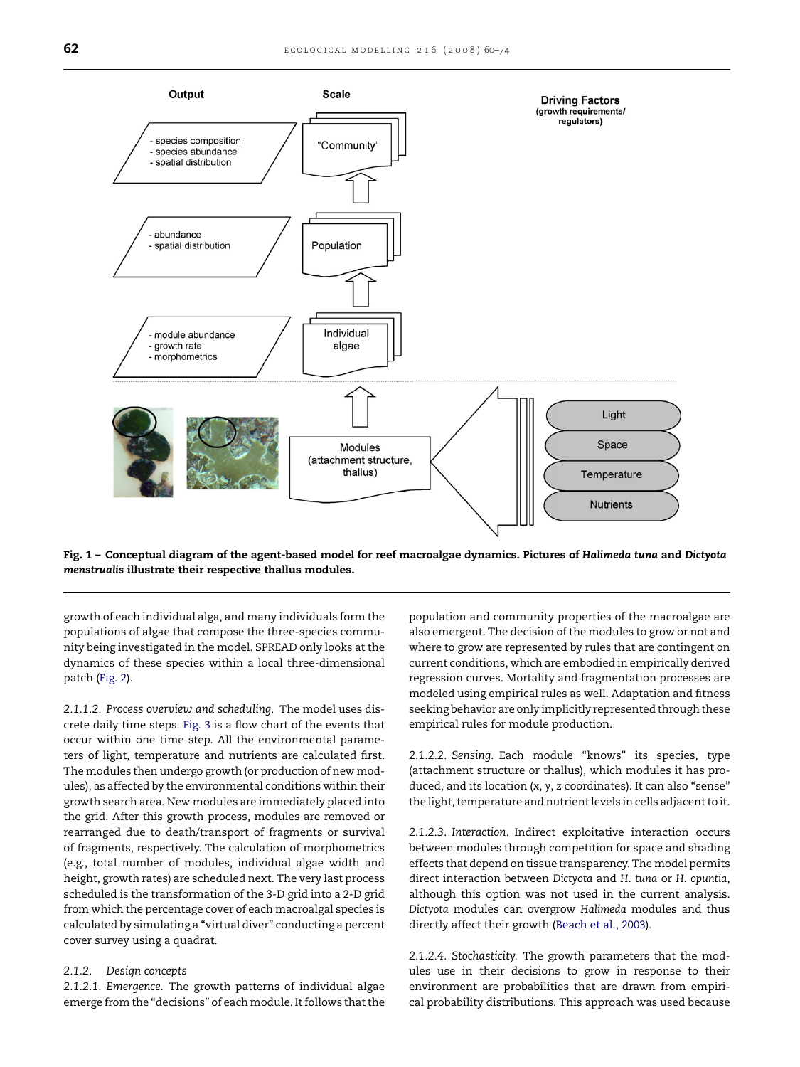**Fig. 1 – Conceptual diagram of the agent-based model for reef macroalgae dynamics. Pictures of *Halimeda tuna* and *Dictyota menstrualis* illustrate their respective thallus modules.**

growth of each individual alga, and many individuals form the populations of algae that compose the three-species community being investigated in the model. SPREAD only looks at the dynamics of these species within a local three-dimensional patch (Fig. 2).

2.1.1.2. *Process overview and scheduling.* The model uses discrete daily time steps. Fig. 3 is a flow chart of the events that occur within one time step. All the environmental parameters of light, temperature and nutrients are calculated first. The modules then undergo growth (or production of new modules), as affected by the environmental conditions within their growth search area. New modules are immediately placed into the grid. After this growth process, modules are removed or rearranged due to death/transport of fragments or survival of fragments, respectively. The calculation of morphometrics (e.g., total number of modules, individual algae width and height, growth rates) are scheduled next. The very last process scheduled is the transformation of the 3-D grid into a 2-D grid from which the percentage cover of each macroalgal species is calculated by simulating a "virtual diver" conducting a percent cover survey using a quadrat.

### 2.1.2. Design concepts

2.1.2.1. *Emergence.* The growth patterns of individual algae emerge from the "decisions" of each module. It follows that the population and community properties of the macroalgae are also emergent. The decision of the modules to grow or not and where to grow are represented by rules that are contingent on current conditions, which are embodied in empirically derived regression curves. Mortality and fragmentation processes are modeled using empirical rules as well. Adaptation and fitness seeking behavior are only implicitly represented through these empirical rules for module production.

2.1.2.2. *Sensing.* Each module "knows" its species, type (attachment structure or thallus), which modules it has produced, and its location (*x*, *y*, *z* coordinates). It can also "sense" the light, temperature and nutrient levels in cells adjacent to it.

2.1.2.3. *Interaction.* Indirect exploitative interaction occurs between modules through competition for space and shading effects that depend on tissue transparency. The model permits direct interaction between *Dictyota* and *H. tuna* or *H. opuntia*, although this option was not used in the current analysis. *Dictyota* modules can overgrow *Halimeda* modules and thus directly affect their growth (Beach et al., 2003).

2.1.2.4. *Stochasticity.* The growth parameters that the modules use in their decisions to grow in response to their environment are probabilities that are drawn from empirical probability distributions. This approach was used because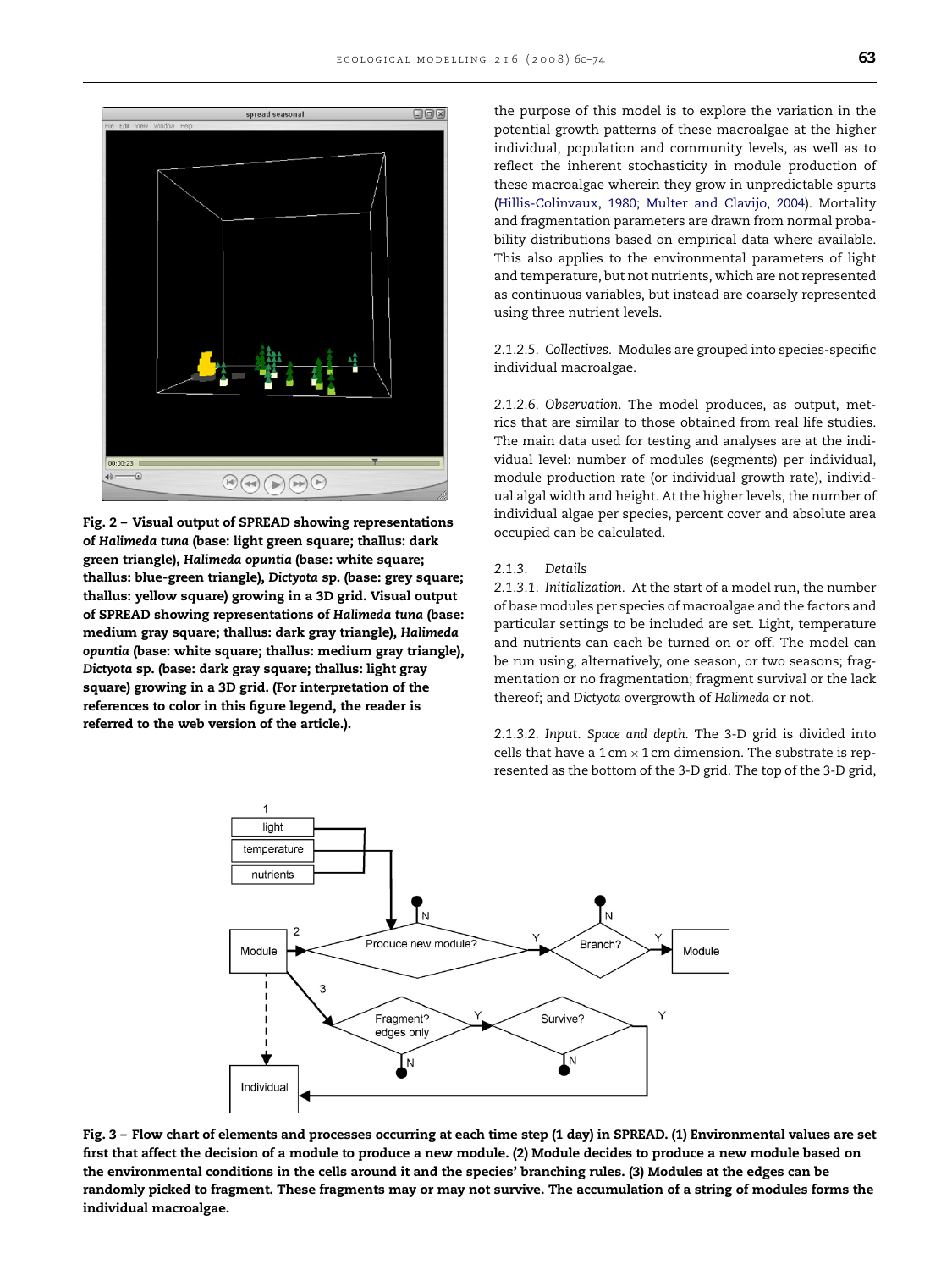**Fig. 2 – Visual output of SPREAD showing representations of *Halimeda tuna* (base: light green square; thallus: dark green triangle), *Halimeda opuntia* (base: white square; thallus: blue-green triangle), *Dictyota* sp. (base: grey square; thallus: yellow square) growing in a 3D grid. Visual output of SPREAD showing representations of *Halimeda tuna* (base: medium gray square; thallus: dark gray triangle), *Halimeda opuntia* (base: white square; thallus: medium gray triangle), *Dictyota* sp. (base: dark gray square; thallus: light gray square) growing in a 3D grid. (For interpretation of the references to color in this figure legend, the reader is referred to the web version of the article.).**

the purpose of this model is to explore the variation in the potential growth patterns of these macroalgae at the higher individual, population and community levels, as well as to reflect the inherent stochasticity in module production of these macroalgae wherein they grow in unpredictable spurts (Hillis-Colinvaux, 1980; Multer and Clavijo, 2004). Mortality and fragmentation parameters are drawn from normal probability distributions based on empirical data where available. This also applies to the environmental parameters of light and temperature, but not nutrients, which are not represented as continuous variables, but instead are coarsely represented using three nutrient levels.

*2.1.2.5. Collectives.* Modules are grouped into species-specific individual macroalgae.

*2.1.2.6. Observation.* The model produces, as output, metrics that are similar to those obtained from real life studies. The main data used for testing and analyses are at the individual level: number of modules (segments) per individual, module production rate (or individual growth rate), individual algal width and height. At the higher levels, the number of individual algae per species, percent cover and absolute area occupied can be calculated.

### 2.1.3. Details

*2.1.3.1. Initialization.* At the start of a model run, the number of base modules per species of macroalgae and the factors and particular settings to be included are set. Light, temperature and nutrients can each be turned on or off. The model can be run using, alternatively, one season, or two seasons; fragmentation or no fragmentation; fragment survival or the lack thereof; and *Dictyota* overgrowth of *Halimeda* or not.

*2.1.3.2. Input. Space and depth.* The 3-D grid is divided into cells that have a 1 cm × 1 cm dimension. The substrate is represented as the bottom of the 3-D grid. The top of the 3-D grid,

**Fig. 3 – Flow chart of elements and processes occurring at each time step (1 day) in SPREAD. (1) Environmental values are set first that affect the decision of a module to produce a new module. (2) Module decides to produce a new module based on the environmental conditions in the cells around it and the species' branching rules. (3) Modules at the edges can be randomly picked to fragment. These fragments may or may not survive. The accumulation of a string of modules forms the individual macroalgae.**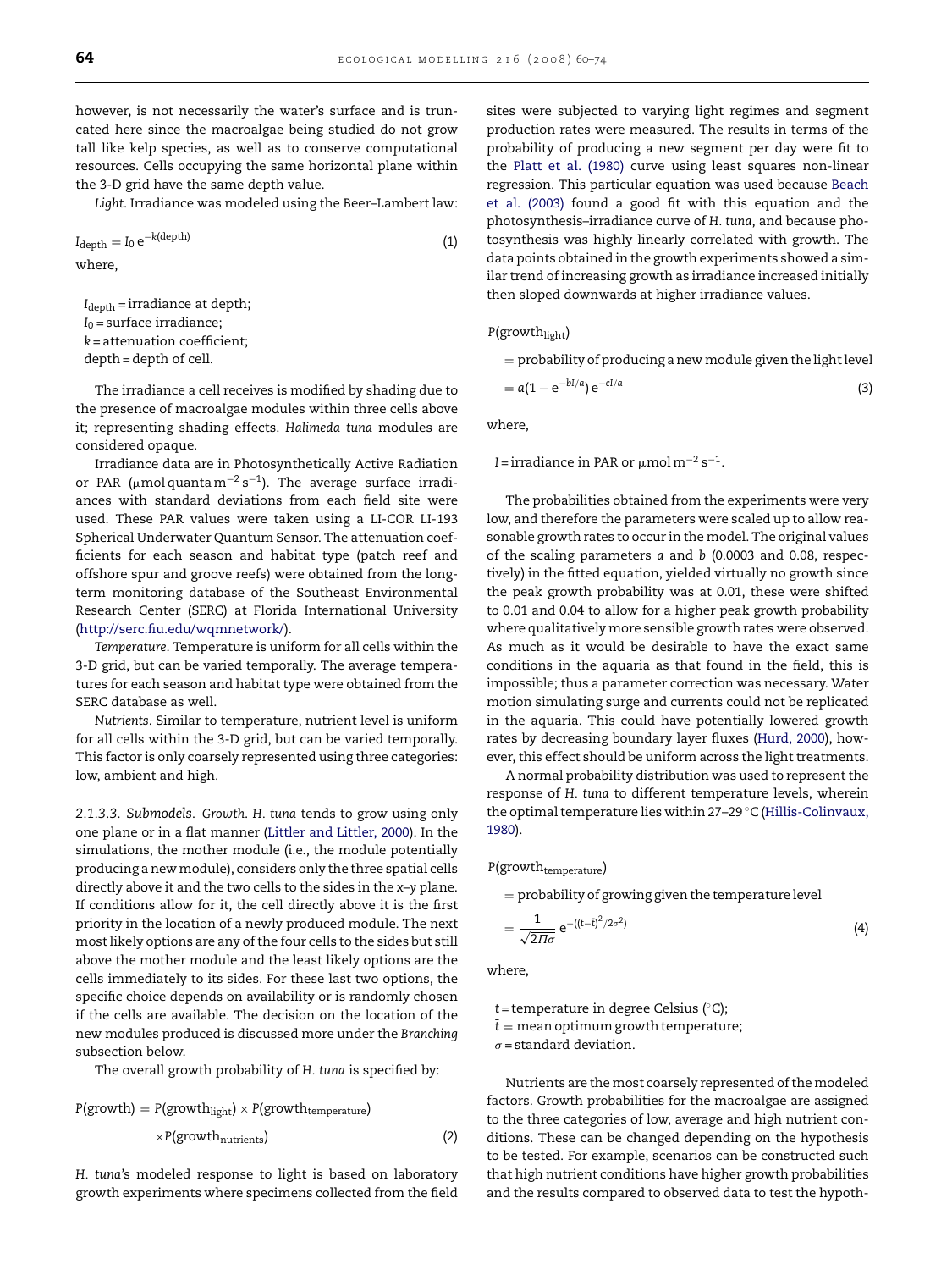however, is not necessarily the water's surface and is truncated here since the macroalgae being studied do not grow tall like kelp species, as well as to conserve computational resources. Cells occupying the same horizontal plane within the 3-D grid have the same depth value.

*Light*. Irradiance was modeled using the Beer–Lambert law:

$$I_{\text{depth}} = I_0\, e^{-k(\text{depth})} \tag{1}$$

where,

$I_{\text{depth}}$ = irradiance at depth;
$I_0$ = surface irradiance;
$k$ = attenuation coefficient;
depth = depth of cell.

The irradiance a cell receives is modified by shading due to the presence of macroalgae modules within three cells above it; representing shading effects. *Halimeda tuna* modules are considered opaque.

Irradiance data are in Photosynthetically Active Radiation or PAR ($\mu$mol quanta m$^{-2}$ s$^{-1}$). The average surface irradiances with standard deviations from each field site were used. These PAR values were taken using a LI-COR LI-193 Spherical Underwater Quantum Sensor. The attenuation coefficients for each season and habitat type (patch reef and offshore spur and groove reefs) were obtained from the long-term monitoring database of the Southeast Environmental Research Center (SERC) at Florida International University (http://serc.fiu.edu/wqmnetwork/).

*Temperature*. Temperature is uniform for all cells within the 3-D grid, but can be varied temporally. The average temperatures for each season and habitat type were obtained from the SERC database as well.

*Nutrients*. Similar to temperature, nutrient level is uniform for all cells within the 3-D grid, but can be varied temporally. This factor is only coarsely represented using three categories: low, ambient and high.

*2.1.3.3. Submodels*. *Growth*. *H. tuna* tends to grow using only one plane or in a flat manner (Littler and Littler, 2000). In the simulations, the mother module (i.e., the module potentially producing a new module), considers only the three spatial cells directly above it and the two cells to the sides in the *x*–*y* plane. If conditions allow for it, the cell directly above it is the first priority in the location of a newly produced module. The next most likely options are any of the four cells to the sides but still above the mother module and the least likely options are the cells immediately to its sides. For these last two options, the specific choice depends on availability or is randomly chosen if the cells are available. The decision on the location of the new modules produced is discussed more under the *Branching* subsection below.

The overall growth probability of *H. tuna* is specified by:

$$P(\text{growth}) = P(\text{growth}_{\text{light}}) \times P(\text{growth}_{\text{temperature}}) \times P(\text{growth}_{\text{nutrients}}) \tag{2}$$

*H. tuna*'s modeled response to light is based on laboratory growth experiments where specimens collected from the field sites were subjected to varying light regimes and segment production rates were measured. The results in terms of the probability of producing a new segment per day were fit to the Platt et al. (1980) curve using least squares non-linear regression. This particular equation was used because Beach et al. (2003) found a good fit with this equation and the photosynthesis–irradiance curve of *H. tuna*, and because photosynthesis was highly linearly correlated with growth. The data points obtained in the growth experiments showed a similar trend of increasing growth as irradiance increased initially then sloped downwards at higher irradiance values.

$$P(\text{growth}_{\text{light}}) = \text{probability of producing a new module given the light level} = a(1 - e^{-bI/a})\, e^{-cI/a} \tag{3}$$

where,

$I$ = irradiance in PAR or $\mu$mol m$^{-2}$ s$^{-1}$.

The probabilities obtained from the experiments were very low, and therefore the parameters were scaled up to allow reasonable growth rates to occur in the model. The original values of the scaling parameters $a$ and $b$ (0.0003 and 0.08, respectively) in the fitted equation, yielded virtually no growth since the peak growth probability was at 0.01, these were shifted to 0.01 and 0.04 to allow for a higher peak growth probability where qualitatively more sensible growth rates were observed. As much as it would be desirable to have the exact same conditions in the aquaria as that found in the field, this is impossible; thus a parameter correction was necessary. Water motion simulating surge and currents could not be replicated in the aquaria. This could have potentially lowered growth rates by decreasing boundary layer fluxes (Hurd, 2000), however, this effect should be uniform across the light treatments.

A normal probability distribution was used to represent the response of *H. tuna* to different temperature levels, wherein the optimal temperature lies within 27–29 °C (Hillis-Colinvaux, 1980).

$$P(\text{growth}_{\text{temperature}}) = \text{probability of growing given the temperature level} = \frac{1}{\sqrt{2\Pi\sigma}}\, e^{-((t-\bar{t})^2/2\sigma^2)} \tag{4}$$

where,

$t$ = temperature in degree Celsius (°C);
$\bar{t}$ = mean optimum growth temperature;
$\sigma$ = standard deviation.

Nutrients are the most coarsely represented of the modeled factors. Growth probabilities for the macroalgae are assigned to the three categories of low, average and high nutrient conditions. These can be changed depending on the hypothesis to be tested. For example, scenarios can be constructed such that high nutrient conditions have higher growth probabilities and the results compared to observed data to test the hypoth-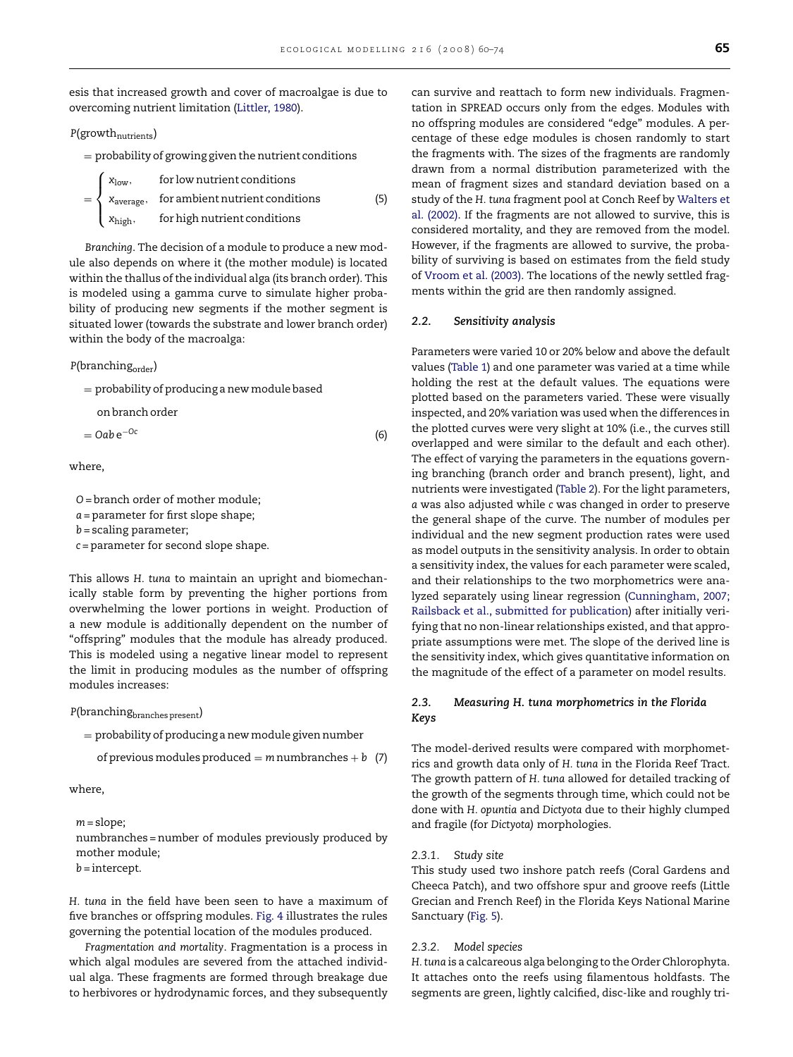esis that increased growth and cover of macroalgae is due to overcoming nutrient limitation (Littler, 1980).

$$P(\text{growth}_{\text{nutrients}})$$
$$= \text{probability of growing given the nutrient conditions}$$
$$= \begin{cases} x_{\text{low}}, & \text{for low nutrient conditions} \\ x_{\text{average}}, & \text{for ambient nutrient conditions} \\ x_{\text{high}}, & \text{for high nutrient conditions} \end{cases} \quad (5)$$

*Branching*. The decision of a module to produce a new module also depends on where it (the mother module) is located within the thallus of the individual alga (its branch order). This is modeled using a gamma curve to simulate higher probability of producing new segments if the mother segment is situated lower (towards the substrate and lower branch order) within the body of the macroalga:

$$P(\text{branching}_{\text{order}})$$
$$= \text{probability of producing a new module based on branch order}$$
$$= Oab\,e^{-Oc} \quad (6)$$

where,

$O$ = branch order of mother module;
$a$ = parameter for first slope shape;
$b$ = scaling parameter;
$c$ = parameter for second slope shape.

This allows *H. tuna* to maintain an upright and biomechanically stable form by preventing the higher portions from overwhelming the lower portions in weight. Production of a new module is additionally dependent on the number of "offspring" modules that the module has already produced. This is modeled using a negative linear model to represent the limit in producing modules as the number of offspring modules increases:

$$P(\text{branching}_{\text{branches present}})$$
$$= \text{probability of producing a new module given number of previous modules produced} = m\,\text{numbranches} + b \quad (7)$$

where,

$m$ = slope;
numbranches = number of modules previously produced by mother module;
$b$ = intercept.

*H. tuna* in the field have been seen to have a maximum of five branches or offspring modules. Fig. 4 illustrates the rules governing the potential location of the modules produced.

*Fragmentation and mortality*. Fragmentation is a process in which algal modules are severed from the attached individual alga. These fragments are formed through breakage due to herbivores or hydrodynamic forces, and they subsequently can survive and reattach to form new individuals. Fragmentation in SPREAD occurs only from the edges. Modules with no offspring modules are considered "edge" modules. A percentage of these edge modules is chosen randomly to start the fragments with. The sizes of the fragments are randomly drawn from a normal distribution parameterized with the mean of fragment sizes and standard deviation based on a study of the *H. tuna* fragment pool at Conch Reef by Walters et al. (2002). If the fragments are not allowed to survive, this is considered mortality, and they are removed from the model. However, if the fragments are allowed to survive, the probability of surviving is based on estimates from the field study of Vroom et al. (2003). The locations of the newly settled fragments within the grid are then randomly assigned.

### 2.2. Sensitivity analysis

Parameters were varied 10 or 20% below and above the default values (Table 1) and one parameter was varied at a time while holding the rest at the default values. The equations were plotted based on the parameters varied. These were visually inspected, and 20% variation was used when the differences in the plotted curves were very slight at 10% (i.e., the curves still overlapped and were similar to the default and each other). The effect of varying the parameters in the equations governing branching (branch order and branch present), light, and nutrients were investigated (Table 2). For the light parameters, $a$ was also adjusted while $c$ was changed in order to preserve the general shape of the curve. The number of modules per individual and the new segment production rates were used as model outputs in the sensitivity analysis. In order to obtain a sensitivity index, the values for each parameter were scaled, and their relationships to the two morphometrics were analyzed separately using linear regression (Cunningham, 2007; Railsback et al., submitted for publication) after initially verifying that no non-linear relationships existed, and that appropriate assumptions were met. The slope of the derived line is the sensitivity index, which gives quantitative information on the magnitude of the effect of a parameter on model results.

### 2.3. Measuring *H. tuna* morphometrics in the Florida Keys

The model-derived results were compared with morphometrics and growth data only of *H. tuna* in the Florida Reef Tract. The growth pattern of *H. tuna* allowed for detailed tracking of the growth of the segments through time, which could not be done with *H. opuntia* and *Dictyota* due to their highly clumped and fragile (for *Dictyota*) morphologies.

#### 2.3.1. Study site

This study used two inshore patch reefs (Coral Gardens and Cheeca Patch), and two offshore spur and groove reefs (Little Grecian and French Reef) in the Florida Keys National Marine Sanctuary (Fig. 5).

#### 2.3.2. Model species

*H. tuna* is a calcareous alga belonging to the Order Chlorophyta. It attaches onto the reefs using filamentous holdfasts. The segments are green, lightly calcified, disc-like and roughly tri-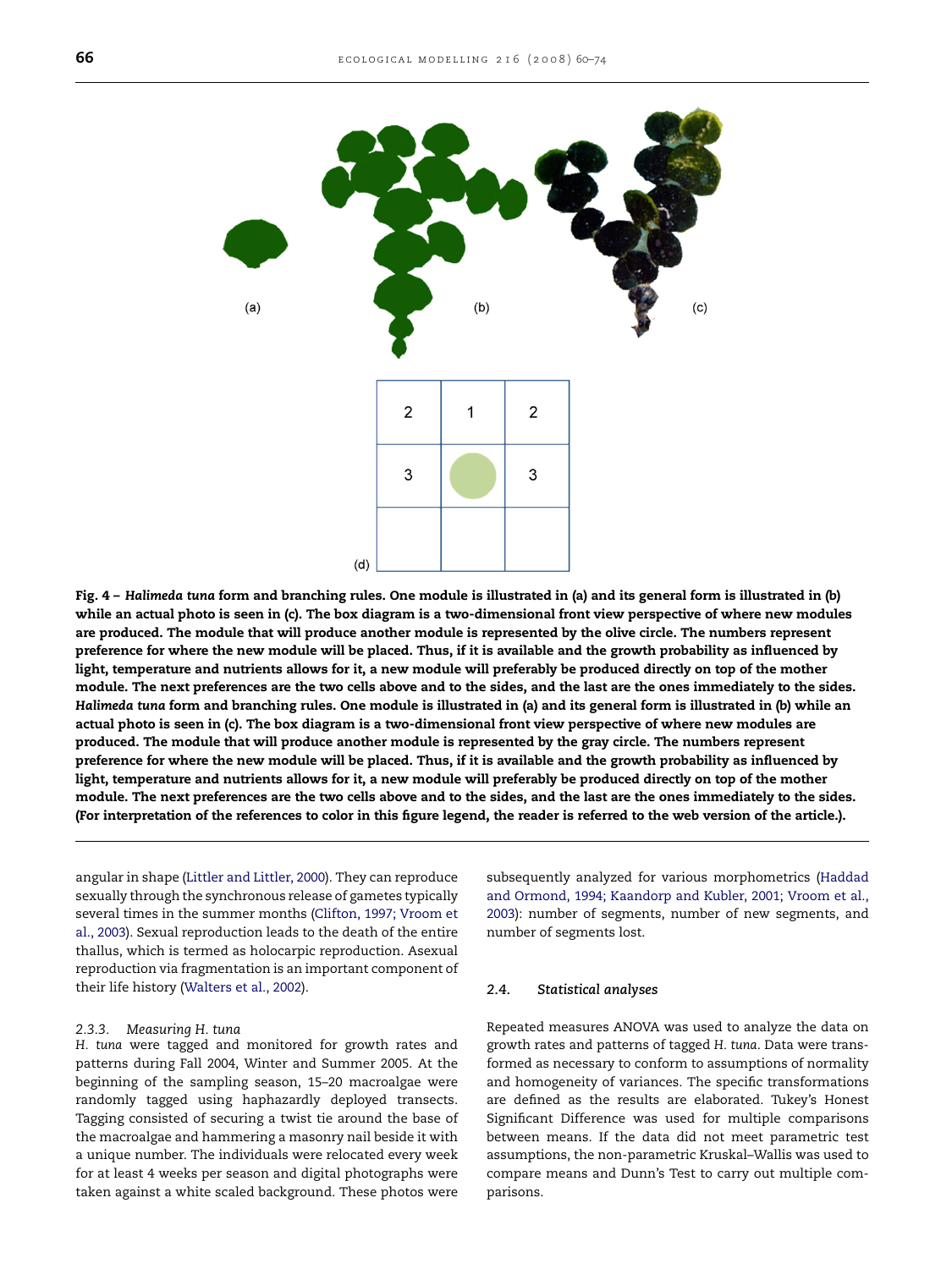(a)

(b)

(c)

| 2 | 1 | 2 |
|---|---|---|
| 3 | | 3 |
| | | |

(d)

**Fig. 4 – *Halimeda tuna* form and branching rules. One module is illustrated in (a) and its general form is illustrated in (b) while an actual photo is seen in (c). The box diagram is a two-dimensional front view perspective of where new modules are produced. The module that will produce another module is represented by the olive circle. The numbers represent preference for where the new module will be placed. Thus, if it is available and the growth probability as influenced by light, temperature and nutrients allows for it, a new module will preferably be produced directly on top of the mother module. The next preferences are the two cells above and to the sides, and the last are the ones immediately to the sides. *Halimeda tuna* form and branching rules. One module is illustrated in (a) and its general form is illustrated in (b) while an actual photo is seen in (c). The box diagram is a two-dimensional front view perspective of where new modules are produced. The module that will produce another module is represented by the gray circle. The numbers represent preference for where the new module will be placed. Thus, if it is available and the growth probability as influenced by light, temperature and nutrients allows for it, a new module will preferably be produced directly on top of the mother module. The next preferences are the two cells above and to the sides, and the last are the ones immediately to the sides. (For interpretation of the references to color in this figure legend, the reader is referred to the web version of the article.).**

angular in shape (Littler and Littler, 2000). They can reproduce sexually through the synchronous release of gametes typically several times in the summer months (Clifton, 1997; Vroom et al., 2003). Sexual reproduction leads to the death of the entire thallus, which is termed as holocarpic reproduction. Asexual reproduction via fragmentation is an important component of their life history (Walters et al., 2002).

### 2.3.3. Measuring *H. tuna*

*H. tuna* were tagged and monitored for growth rates and patterns during Fall 2004, Winter and Summer 2005. At the beginning of the sampling season, 15–20 macroalgae were randomly tagged using haphazardly deployed transects. Tagging consisted of securing a twist tie around the base of the macroalgae and hammering a masonry nail beside it with a unique number. The individuals were relocated every week for at least 4 weeks per season and digital photographs were taken against a white scaled background. These photos were subsequently analyzed for various morphometrics (Haddad and Ormond, 1994; Kaandorp and Kubler, 2001; Vroom et al., 2003): number of segments, number of new segments, and number of segments lost.

## 2.4. Statistical analyses

Repeated measures ANOVA was used to analyze the data on growth rates and patterns of tagged *H. tuna*. Data were transformed as necessary to conform to assumptions of normality and homogeneity of variances. The specific transformations are defined as the results are elaborated. Tukey's Honest Significant Difference was used for multiple comparisons between means. If the data did not meet parametric test assumptions, the non-parametric Kruskal–Wallis was used to compare means and Dunn's Test to carry out multiple comparisons.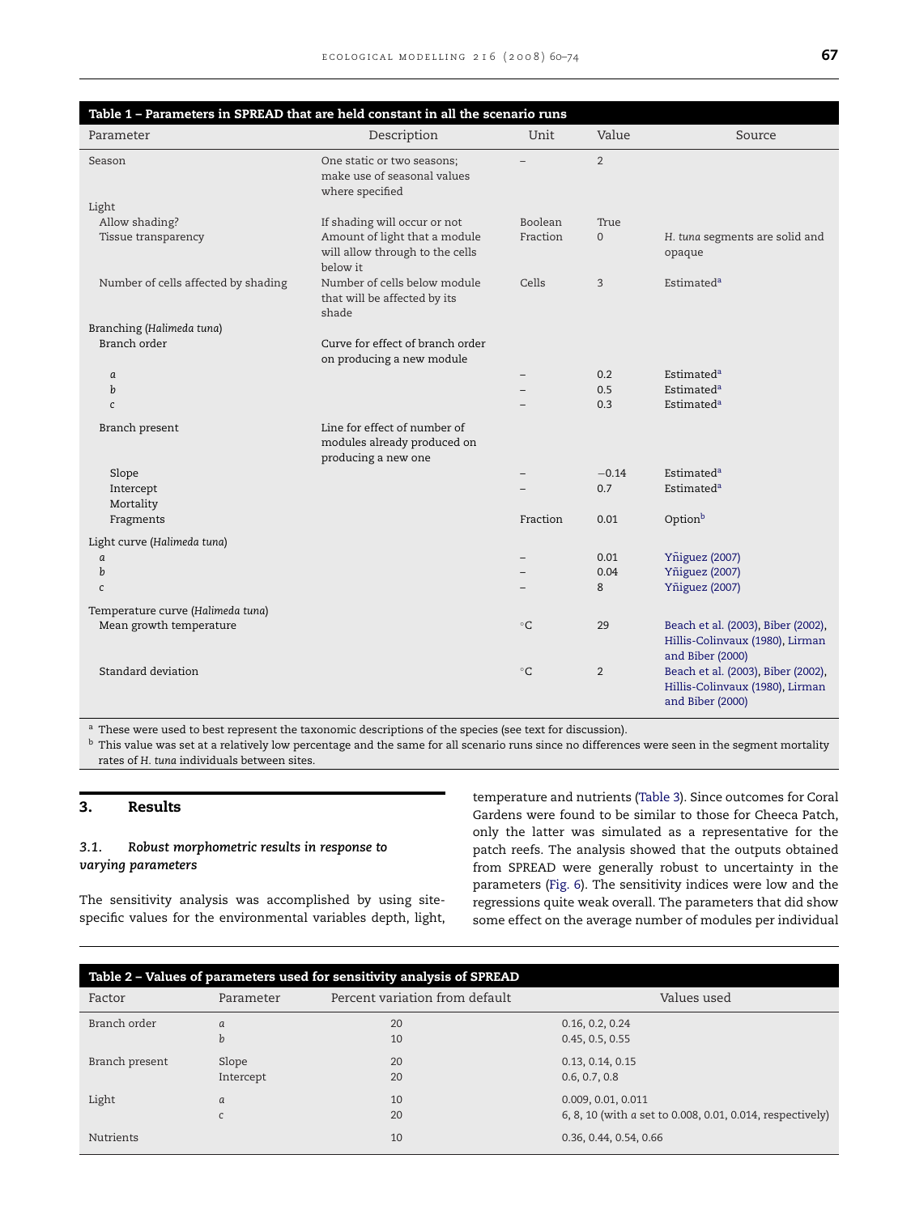**Table 1 – Parameters in SPREAD that are held constant in all the scenario runs**

| Parameter | Description | Unit | Value | Source |
|---|---|---|---|---|
| Season | One static or two seasons; make use of seasonal values where specified | – | 2 | |
| Light | | | | |
| Allow shading? | If shading will occur or not | Boolean | True | |
| Tissue transparency | Amount of light that a module will allow through to the cells below it | Fraction | 0 | *H. tuna* segments are solid and opaque |
| Number of cells affected by shading | Number of cells below module that will be affected by its shade | Cells | 3 | Estimated[a] |
| Branching (*Halimeda tuna*) | | | | |
| Branch order | Curve for effect of branch order on producing a new module | | | |
| *a* | | – | 0.2 | Estimated[a] |
| *b* | | – | 0.5 | Estimated[a] |
| *c* | | – | 0.3 | Estimated[a] |
| Branch present | Line for effect of number of modules already produced on producing a new one | | | |
| Slope | | – | −0.14 | Estimated[a] |
| Intercept | | – | 0.7 | Estimated[a] |
| Mortality | | | | |
| Fragments | | Fraction | 0.01 | Option[b] |
| Light curve (*Halimeda tuna*) | | | | |
| *a* | | – | 0.01 | Yñiguez (2007) |
| *b* | | – | 0.04 | Yñiguez (2007) |
| *c* | | – | 8 | Yñiguez (2007) |
| Temperature curve (*Halimeda tuna*) | | | | |
| Mean growth temperature | | °C | 29 | Beach et al. (2003), Biber (2002), Hillis-Colinvaux (1980), Lirman and Biber (2000) |
| Standard deviation | | °C | 2 | Beach et al. (2003), Biber (2002), Hillis-Colinvaux (1980), Lirman and Biber (2000) |

[a] These were used to best represent the taxonomic descriptions of the species (see text for discussion).

[b] This value was set at a relatively low percentage and the same for all scenario runs since no differences were seen in the segment mortality rates of *H. tuna* individuals between sites.

## 3. Results

### 3.1. Robust morphometric results in response to varying parameters

The sensitivity analysis was accomplished by using site-specific values for the environmental variables depth, light, temperature and nutrients (Table 3). Since outcomes for Coral Gardens were found to be similar to those for Cheeca Patch, only the latter was simulated as a representative for the patch reefs. The analysis showed that the outputs obtained from SPREAD were generally robust to uncertainty in the parameters (Fig. 6). The sensitivity indices were low and the regressions quite weak overall. The parameters that did show some effect on the average number of modules per individual

**Table 2 – Values of parameters used for sensitivity analysis of SPREAD**

| Factor | Parameter | Percent variation from default | Values used |
|---|---|---|---|
| Branch order | *a* | 20 | 0.16, 0.2, 0.24 |
| | *b* | 10 | 0.45, 0.5, 0.55 |
| Branch present | Slope | 20 | 0.13, 0.14, 0.15 |
| | Intercept | 20 | 0.6, 0.7, 0.8 |
| Light | *a* | 10 | 0.009, 0.01, 0.011 |
| | *c* | 20 | 6, 8, 10 (with *a* set to 0.008, 0.01, 0.014, respectively) |
| Nutrients | | 10 | 0.36, 0.44, 0.54, 0.66 |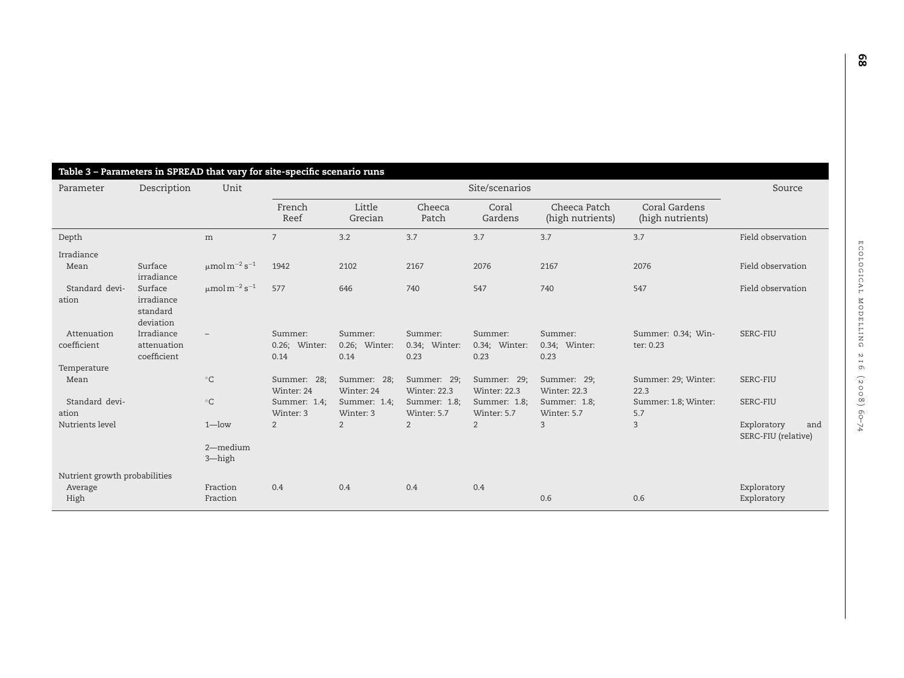**Table 3 – Parameters in SPREAD that vary for site-specific scenario runs**

| Parameter | Description | Unit | Site/scenarios | | | | | | Source |
|---|---|---|---|---|---|---|---|---|---|
| | | | French Reef | Little Grecian | Cheeca Patch | Coral Gardens | Cheeca Patch (high nutrients) | Coral Gardens (high nutrients) | |
| Depth | | m | 7 | 3.2 | 3.7 | 3.7 | 3.7 | 3.7 | Field observation |
| Irradiance | | | | | | | | | |
| Mean | Surface irradiance | $\mu mol\, m^{-2}\, s^{-1}$ | 1942 | 2102 | 2167 | 2076 | 2167 | 2076 | Field observation |
| Standard deviation | Surface irradiance standard deviation | $\mu mol\, m^{-2}\, s^{-1}$ | 577 | 646 | 740 | 547 | 740 | 547 | Field observation |
| Attenuation coefficient | Irradiance attenuation coefficient | – | Summer: 0.26; Winter: 0.14 | Summer: 0.26; Winter: 0.14 | Summer: 0.34; Winter: 0.23 | Summer: 0.34; Winter: 0.23 | Summer: 0.34; Winter: 0.23 | Summer: 0.34; Winter: 0.23 | SERC-FIU |
| Temperature | | | | | | | | | |
| Mean | | °C | Summer: 28; Winter: 24 | Summer: 28; Winter: 24 | Summer: 29; Winter: 22.3 | Summer: 29; Winter: 22.3 | Summer: 29; Winter: 22.3 | Summer: 29; Winter: 22.3 | SERC-FIU |
| Standard deviation | | °C | Summer: 1.4; Winter: 3 | Summer: 1.4; Winter: 3 | Summer: 1.8; Winter: 5.7 | Summer: 1.8; Winter: 5.7 | Summer: 1.8; Winter: 5.7 | Summer: 1.8; Winter: 5.7 | SERC-FIU |
| Nutrients level | | 1—low 2—medium 3—high | 2 | 2 | 2 | 2 | 3 | 3 | Exploratory and SERC-FIU (relative) |
| Nutrient growth probabilities | | | | | | | | | |
| Average | | Fraction | 0.4 | 0.4 | 0.4 | 0.4 | | | Exploratory |
| High | | Fraction | | | | | 0.6 | 0.6 | Exploratory |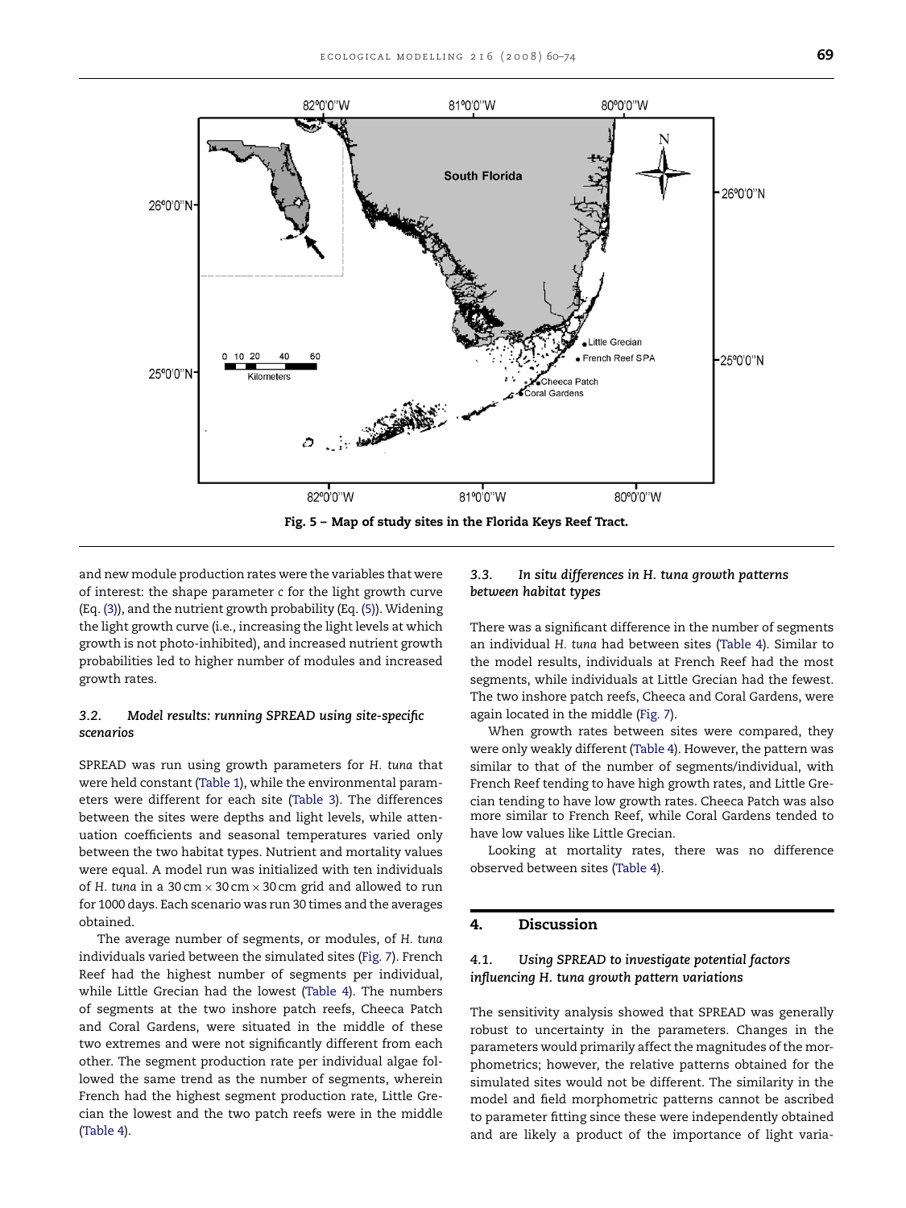Fig. 5 – Map of study sites in the Florida Keys Reef Tract.

and new module production rates were the variables that were of interest: the shape parameter $c$ for the light growth curve (Eq. (3)), and the nutrient growth probability (Eq. (5)). Widening the light growth curve (i.e., increasing the light levels at which growth is not photo-inhibited), and increased nutrient growth probabilities led to higher number of modules and increased growth rates.

### 3.2. Model results: running SPREAD using site-specific scenarios

SPREAD was run using growth parameters for *H. tuna* that were held constant (Table 1), while the environmental parameters were different for each site (Table 3). The differences between the sites were depths and light levels, while attenuation coefficients and seasonal temperatures varied only between the two habitat types. Nutrient and mortality values were equal. A model run was initialized with ten individuals of *H. tuna* in a 30 cm × 30 cm × 30 cm grid and allowed to run for 1000 days. Each scenario was run 30 times and the averages obtained.

The average number of segments, or modules, of *H. tuna* individuals varied between the simulated sites (Fig. 7). French Reef had the highest number of segments per individual, while Little Grecian had the lowest (Table 4). The numbers of segments at the two inshore patch reefs, Cheeca Patch and Coral Gardens, were situated in the middle of these two extremes and were not significantly different from each other. The segment production rate per individual algae followed the same trend as the number of segments, wherein French had the highest segment production rate, Little Grecian the lowest and the two patch reefs were in the middle (Table 4).

### 3.3. In situ differences in H. tuna growth patterns between habitat types

There was a significant difference in the number of segments an individual *H. tuna* had between sites (Table 4). Similar to the model results, individuals at French Reef had the most segments, while individuals at Little Grecian had the fewest. The two inshore patch reefs, Cheeca and Coral Gardens, were again located in the middle (Fig. 7).

When growth rates between sites were compared, they were only weakly different (Table 4). However, the pattern was similar to that of the number of segments/individual, with French Reef tending to have high growth rates, and Little Grecian tending to have low growth rates. Cheeca Patch was also more similar to French Reef, while Coral Gardens tended to have low values like Little Grecian.

Looking at mortality rates, there was no difference observed between sites (Table 4).

## 4. Discussion

### 4.1. Using SPREAD to investigate potential factors influencing H. tuna growth pattern variations

The sensitivity analysis showed that SPREAD was generally robust to uncertainty in the parameters. Changes in the parameters would primarily affect the magnitudes of the morphometrics; however, the relative patterns obtained for the simulated sites would not be different. The similarity in the model and field morphometric patterns cannot be ascribed to parameter fitting since these were independently obtained and are likely a product of the importance of light varia-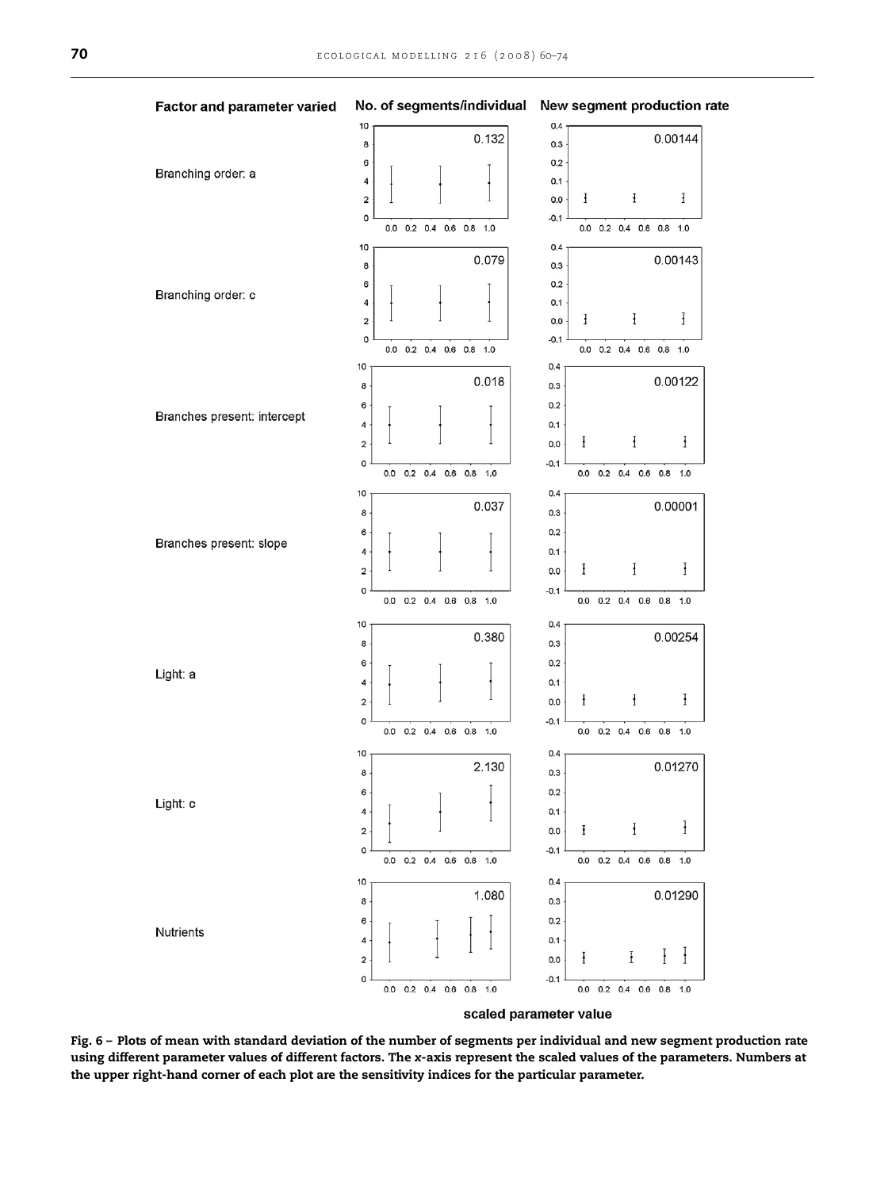Fig. 6 – Plots of mean with standard deviation of the number of segments per individual and new segment production rate using different parameter values of different factors. The x-axis represent the scaled values of the parameters. Numbers at the upper right-hand corner of each plot are the sensitivity indices for the particular parameter.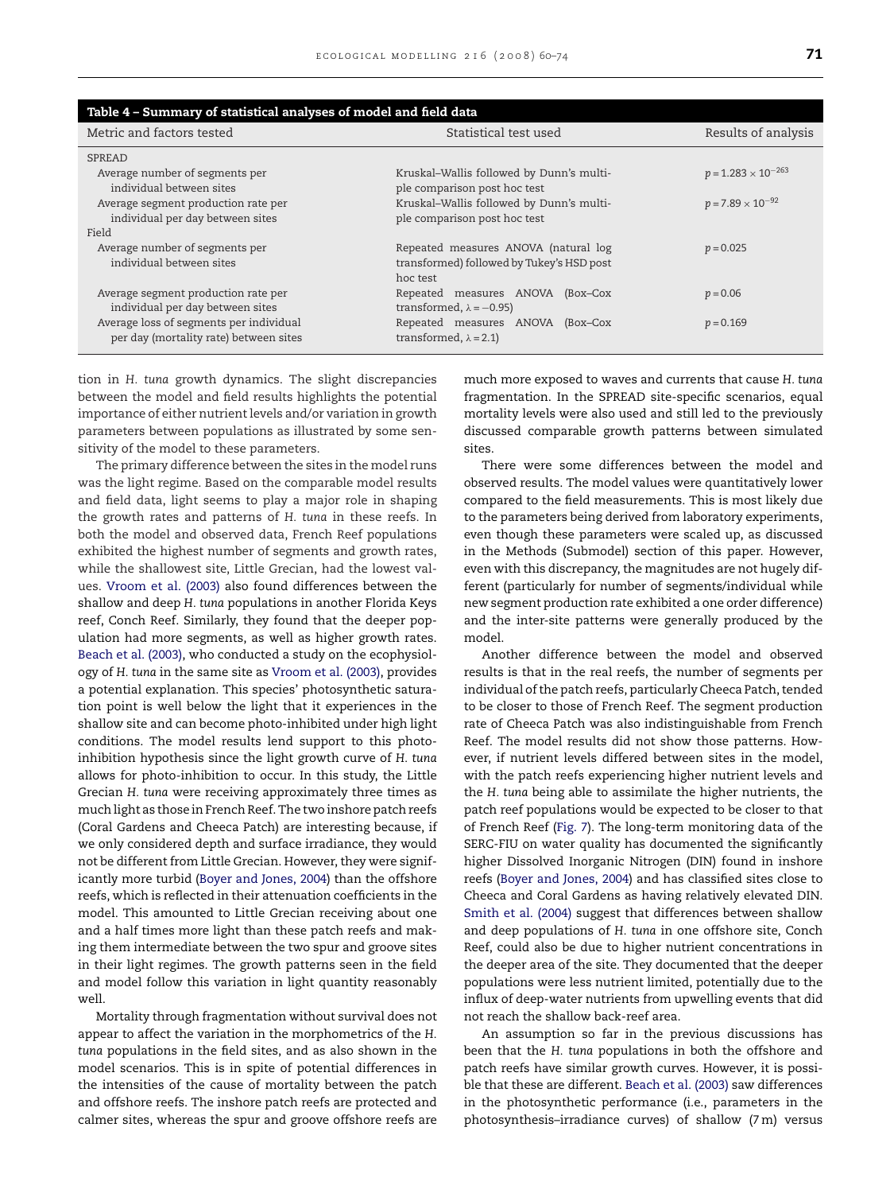**Table 4 – Summary of statistical analyses of model and field data**

| Metric and factors tested | Statistical test used | Results of analysis |
|---|---|---|
| SPREAD | | |
| Average number of segments per individual between sites | Kruskal–Wallis followed by Dunn's multiple comparison post hoc test | $p = 1.283 \times 10^{-263}$ |
| Average segment production rate per individual per day between sites | Kruskal–Wallis followed by Dunn's multiple comparison post hoc test | $p = 7.89 \times 10^{-92}$ |
| Field | | |
| Average number of segments per individual between sites | Repeated measures ANOVA (natural log transformed) followed by Tukey's HSD post hoc test | $p = 0.025$ |
| Average segment production rate per individual per day between sites | Repeated measures ANOVA (Box–Cox transformed, $\lambda = -0.95$) | $p = 0.06$ |
| Average loss of segments per individual per day (mortality rate) between sites | Repeated measures ANOVA (Box–Cox transformed, $\lambda = 2.1$) | $p = 0.169$ |

tion in *H. tuna* growth dynamics. The slight discrepancies between the model and field results highlights the potential importance of either nutrient levels and/or variation in growth parameters between populations as illustrated by some sensitivity of the model to these parameters.

The primary difference between the sites in the model runs was the light regime. Based on the comparable model results and field data, light seems to play a major role in shaping the growth rates and patterns of *H. tuna* in these reefs. In both the model and observed data, French Reef populations exhibited the highest number of segments and growth rates, while the shallowest site, Little Grecian, had the lowest values. Vroom et al. (2003) also found differences between the shallow and deep *H. tuna* populations in another Florida Keys reef, Conch Reef. Similarly, they found that the deeper population had more segments, as well as higher growth rates. Beach et al. (2003), who conducted a study on the ecophysiology of *H. tuna* in the same site as Vroom et al. (2003), provides a potential explanation. This species' photosynthetic saturation point is well below the light that it experiences in the shallow site and can become photo-inhibited under high light conditions. The model results lend support to this photo-inhibition hypothesis since the light growth curve of *H. tuna* allows for photo-inhibition to occur. In this study, the Little Grecian *H. tuna* were receiving approximately three times as much light as those in French Reef. The two inshore patch reefs (Coral Gardens and Cheeca Patch) are interesting because, if we only considered depth and surface irradiance, they would not be different from Little Grecian. However, they were significantly more turbid (Boyer and Jones, 2004) than the offshore reefs, which is reflected in their attenuation coefficients in the model. This amounted to Little Grecian receiving about one and a half times more light than these patch reefs and making them intermediate between the two spur and groove sites in their light regimes. The growth patterns seen in the field and model follow this variation in light quantity reasonably well.

Mortality through fragmentation without survival does not appear to affect the variation in the morphometrics of the *H. tuna* populations in the field sites, and as also shown in the model scenarios. This is in spite of potential differences in the intensities of the cause of mortality between the patch and offshore reefs. The inshore patch reefs are protected and calmer sites, whereas the spur and groove offshore reefs are much more exposed to waves and currents that cause *H. tuna* fragmentation. In the SPREAD site-specific scenarios, equal mortality levels were also used and still led to the previously discussed comparable growth patterns between simulated sites.

There were some differences between the model and observed results. The model values were quantitatively lower compared to the field measurements. This is most likely due to the parameters being derived from laboratory experiments, even though these parameters were scaled up, as discussed in the Methods (Submodel) section of this paper. However, even with this discrepancy, the magnitudes are not hugely different (particularly for number of segments/individual while new segment production rate exhibited a one order difference) and the inter-site patterns were generally produced by the model.

Another difference between the model and observed results is that in the real reefs, the number of segments per individual of the patch reefs, particularly Cheeca Patch, tended to be closer to those of French Reef. The segment production rate of Cheeca Patch was also indistinguishable from French Reef. The model results did not show those patterns. However, if nutrient levels differed between sites in the model, with the patch reefs experiencing higher nutrient levels and the *H. tuna* being able to assimilate the higher nutrients, the patch reef populations would be expected to be closer to that of French Reef (Fig. 7). The long-term monitoring data of the SERC-FIU on water quality has documented the significantly higher Dissolved Inorganic Nitrogen (DIN) found in inshore reefs (Boyer and Jones, 2004) and has classified sites close to Cheeca and Coral Gardens as having relatively elevated DIN. Smith et al. (2004) suggest that differences between shallow and deep populations of *H. tuna* in one offshore site, Conch Reef, could also be due to higher nutrient concentrations in the deeper area of the site. They documented that the deeper populations were less nutrient limited, potentially due to the influx of deep-water nutrients from upwelling events that did not reach the shallow back-reef area.

An assumption so far in the previous discussions has been that the *H. tuna* populations in both the offshore and patch reefs have similar growth curves. However, it is possible that these are different. Beach et al. (2003) saw differences in the photosynthetic performance (i.e., parameters in the photosynthesis–irradiance curves) of shallow (7 m) versus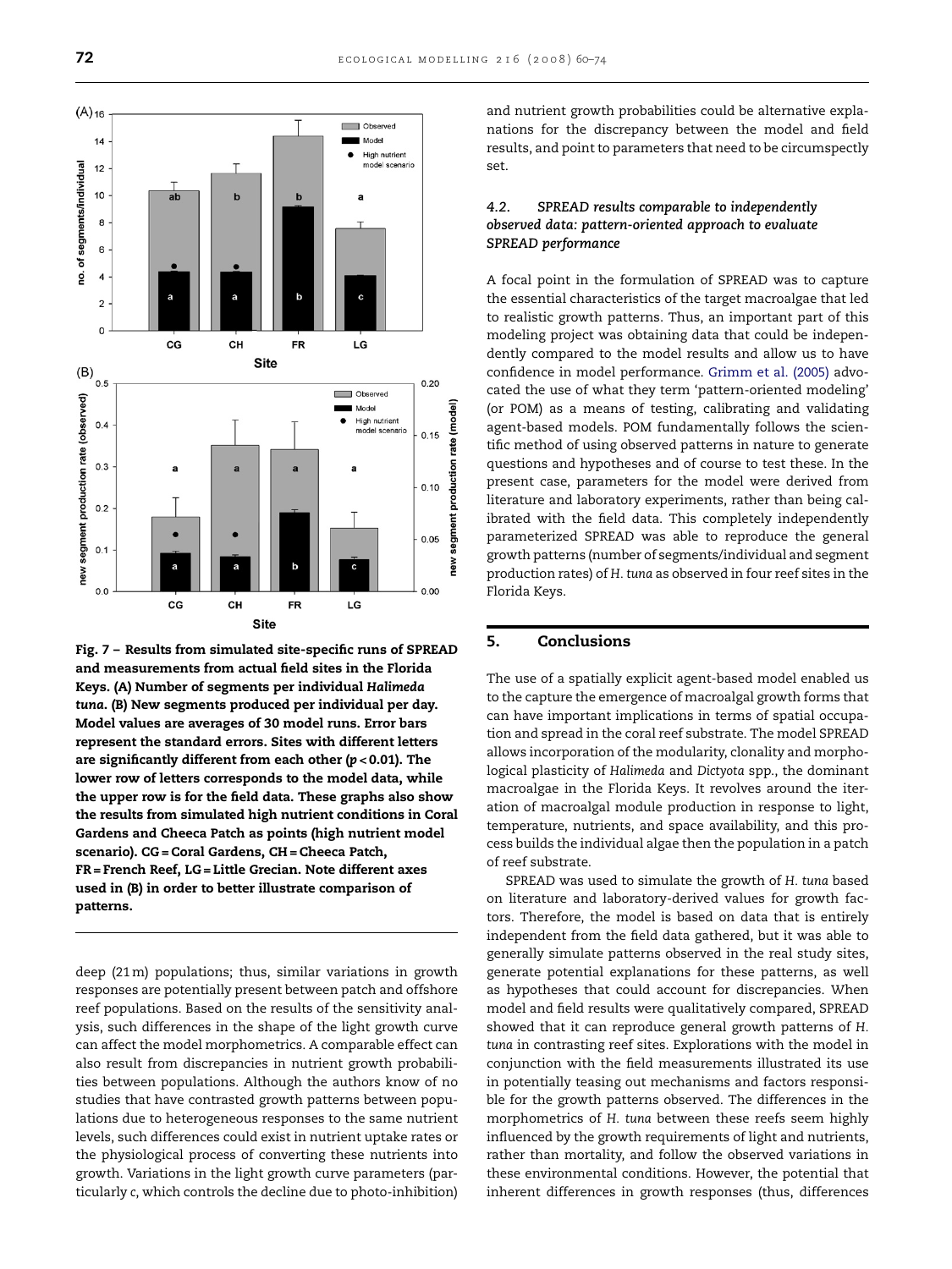**Fig. 7 – Results from simulated site-specific runs of SPREAD and measurements from actual field sites in the Florida Keys. (A) Number of segments per individual *Halimeda tuna*. (B) New segments produced per individual per day. Model values are averages of 30 model runs. Error bars represent the standard errors. Sites with different letters are significantly different from each other ($p < 0.01$). The lower row of letters corresponds to the model data, while the upper row is for the field data. These graphs also show the results from simulated high nutrient conditions in Coral Gardens and Cheeca Patch as points (high nutrient model scenario). CG = Coral Gardens, CH = Cheeca Patch, FR = French Reef, LG = Little Grecian. Note different axes used in (B) in order to better illustrate comparison of patterns.**

deep (21 m) populations; thus, similar variations in growth responses are potentially present between patch and offshore reef populations. Based on the results of the sensitivity analysis, such differences in the shape of the light growth curve can affect the model morphometrics. A comparable effect can also result from discrepancies in nutrient growth probabilities between populations. Although the authors know of no studies that have contrasted growth patterns between populations due to heterogeneous responses to the same nutrient levels, such differences could exist in nutrient uptake rates or the physiological process of converting these nutrients into growth. Variations in the light growth curve parameters (particularly *c*, which controls the decline due to photo-inhibition) and nutrient growth probabilities could be alternative explanations for the discrepancy between the model and field results, and point to parameters that need to be circumspectly set.

### 4.2. SPREAD results comparable to independently observed data: pattern-oriented approach to evaluate SPREAD performance

A focal point in the formulation of SPREAD was to capture the essential characteristics of the target macroalgae that led to realistic growth patterns. Thus, an important part of this modeling project was obtaining data that could be independently compared to the model results and allow us to have confidence in model performance. Grimm et al. (2005) advocated the use of what they term 'pattern-oriented modeling' (or POM) as a means of testing, calibrating and validating agent-based models. POM fundamentally follows the scientific method of using observed patterns in nature to generate questions and hypotheses and of course to test these. In the present case, parameters for the model were derived from literature and laboratory experiments, rather than being calibrated with the field data. This completely independently parameterized SPREAD was able to reproduce the general growth patterns (number of segments/individual and segment production rates) of *H. tuna* as observed in four reef sites in the Florida Keys.

## 5. Conclusions

The use of a spatially explicit agent-based model enabled us to the capture the emergence of macroalgal growth forms that can have important implications in terms of spatial occupation and spread in the coral reef substrate. The model SPREAD allows incorporation of the modularity, clonality and morphological plasticity of *Halimeda* and *Dictyota* spp., the dominant macroalgae in the Florida Keys. It revolves around the iteration of macroalgal module production in response to light, temperature, nutrients, and space availability, and this process builds the individual algae then the population in a patch of reef substrate.

SPREAD was used to simulate the growth of *H. tuna* based on literature and laboratory-derived values for growth factors. Therefore, the model is based on data that is entirely independent from the field data gathered, but it was able to generally simulate patterns observed in the real study sites, generate potential explanations for these patterns, as well as hypotheses that could account for discrepancies. When model and field results were qualitatively compared, SPREAD showed that it can reproduce general growth patterns of *H. tuna* in contrasting reef sites. Explorations with the model in conjunction with the field measurements illustrated its use in potentially teasing out mechanisms and factors responsible for the growth patterns observed. The differences in the morphometrics of *H. tuna* between these reefs seem highly influenced by the growth requirements of light and nutrients, rather than mortality, and follow the observed variations in these environmental conditions. However, the potential that inherent differences in growth responses (thus, differences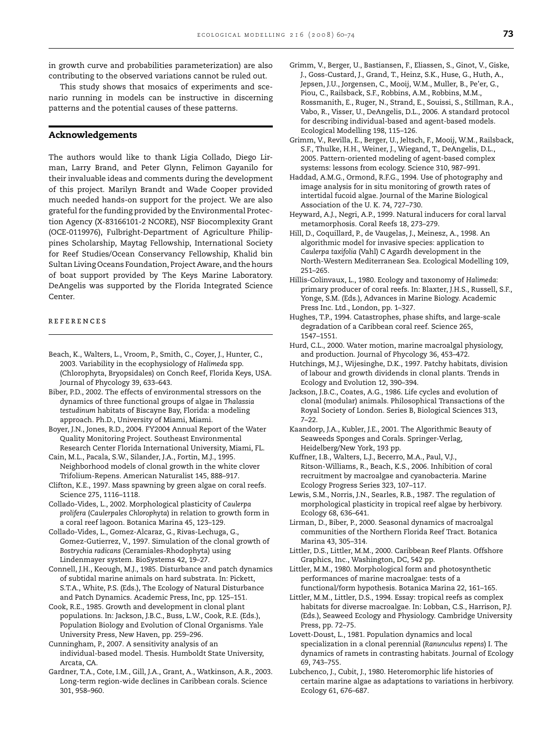in growth curve and probabilities parameterization) are also contributing to the observed variations cannot be ruled out.

This study shows that mosaics of experiments and scenario running in models can be instructive in discerning patterns and the potential causes of these patterns.

## Acknowledgements

The authors would like to thank Ligia Collado, Diego Lirman, Larry Brand, and Peter Glynn, Felimon Gayanilo for their invaluable ideas and comments during the development of this project. Marilyn Brandt and Wade Cooper provided much needed hands-on support for the project. We are also grateful for the funding provided by the Environmental Protection Agency (X-83166101-2 NCORE), NSF Biocomplexity Grant (OCE-0119976), Fulbright-Department of Agriculture Philippines Scholarship, Maytag Fellowship, International Society for Reef Studies/Ocean Conservancy Fellowship, Khalid bin Sultan Living Oceans Foundation, Project Aware, and the hours of boat support provided by The Keys Marine Laboratory. DeAngelis was supported by the Florida Integrated Science Center.

## REFERENCES

Beach, K., Walters, L., Vroom, P., Smith, C., Coyer, J., Hunter, C., 2003. Variability in the ecophysiology of *Halimeda* spp. (Chlorophyta, Bryopsidales) on Conch Reef, Florida Keys, USA. Journal of Phycology 39, 633–643.

Biber, P.D., 2002. The effects of environmental stressors on the dynamics of three functional groups of algae in *Thalassia testudinum* habitats of Biscayne Bay, Florida: a modeling approach. Ph.D., University of Miami, Miami.

Boyer, J.N., Jones, R.D., 2004. FY2004 Annual Report of the Water Quality Monitoring Project. Southeast Environmental Research Center Florida International University, Miami, FL.

Cain, M.L., Pacala, S.W., Silander, J.A., Fortin, M.J., 1995. Neighborhood models of clonal growth in the white clover Trifolium-Repens. American Naturalist 145, 888–917.

Clifton, K.E., 1997. Mass spawning by green algae on coral reefs. Science 275, 1116–1118.

Collado-Vides, L., 2002. Morphological plasticity of *Caulerpa prolifera* (*Caulerpales Chlorophyta*) in relation to growth form in a coral reef lagoon. Botanica Marina 45, 123–129.

Collado-Vides, L., Gomez-Alcaraz, G., Rivas-Lechuga, G., Gomez-Gutierrez, V., 1997. Simulation of the clonal growth of *Bostrychia radicans* (Ceramiales-Rhodophyta) using Lindenmayer system. BioSystems 42, 19–27.

Connell, J.H., Keough, M.J., 1985. Disturbance and patch dynamics of subtidal marine animals on hard substrata. In: Pickett, S.T.A., White, P.S. (Eds.), The Ecology of Natural Disturbance and Patch Dynamics. Academic Press, Inc, pp. 125–151.

Cook, R.E., 1985. Growth and development in clonal plant populations. In: Jackson, J.B.C., Buss, L.W., Cook, R.E. (Eds.), Population Biology and Evolution of Clonal Organisms. Yale University Press, New Haven, pp. 259–296.

Cunningham, P., 2007. A sensitivity analysis of an individual-based model. Thesis. Humboldt State University, Arcata, CA.

Gardner, T.A., Cote, I.M., Gill, J.A., Grant, A., Watkinson, A.R., 2003. Long-term region-wide declines in Caribbean corals. Science 301, 958–960.

Grimm, V., Berger, U., Bastiansen, F., Eliassen, S., Ginot, V., Giske, J., Goss-Custard, J., Grand, T., Heinz, S.K., Huse, G., Huth, A., Jepsen, J.U., Jorgensen, C., Mooij, W.M., Muller, B., Pe'er, G., Piou, C., Railsback, S.F., Robbins, A.M., Robbins, M.M., Rossmanith, E., Ruger, N., Strand, E., Souissi, S., Stillman, R.A., Vabo, R., Visser, U., DeAngelis, D.L., 2006. A standard protocol for describing individual-based and agent-based models. Ecological Modelling 198, 115–126.

Grimm, V., Revilla, E., Berger, U., Jeltsch, F., Mooij, W.M., Railsback, S.F., Thulke, H.H., Weiner, J., Wiegand, T., DeAngelis, D.L., 2005. Pattern-oriented modeling of agent-based complex systems: lessons from ecology. Science 310, 987–991.

Haddad, A.M.G., Ormond, R.F.G., 1994. Use of photography and image analysis for in situ monitoring of growth rates of intertidal fucoid algae. Journal of the Marine Biological Association of the U. K. 74, 727–730.

Heyward, A.J., Negri, A.P., 1999. Natural inducers for coral larval metamorphosis. Coral Reefs 18, 273–279.

Hill, D., Coquillard, P., de Vaugelas, J., Meinesz, A., 1998. An algorithmic model for invasive species: application to *Caulerpa taxifolia* (Vahl) C Agardh development in the North-Western Mediterranean Sea. Ecological Modelling 109, 251–265.

Hillis-Colinvaux, L., 1980. Ecology and taxonomy of *Halimeda*: primary producer of coral reefs. In: Blaxter, J.H.S., Russell, S.F., Yonge, S.M. (Eds.), Advances in Marine Biology. Academic Press Inc. Ltd., London, pp. 1–327.

Hughes, T.P., 1994. Catastrophes, phase shifts, and large-scale degradation of a Caribbean coral reef. Science 265, 1547–1551.

Hurd, C.L., 2000. Water motion, marine macroalgal physiology, and production. Journal of Phycology 36, 453–472.

Hutchings, M.J., Wijesinghe, D.K., 1997. Patchy habitats, division of labour and growth dividends in clonal plants. Trends in Ecology and Evolution 12, 390–394.

Jackson, J.B.C., Coates, A.G., 1986. Life cycles and evolution of clonal (modular) animals. Philosophical Transactions of the Royal Society of London. Series B, Biological Sciences 313, 7–22.

Kaandorp, J.A., Kubler, J.E., 2001. The Algorithmic Beauty of Seaweeds Sponges and Corals. Springer-Verlag, Heidelberg/New York, 193 pp.

Kuffner, I.B., Walters, L.J., Becerro, M.A., Paul, V.J., Ritson-Williams, R., Beach, K.S., 2006. Inhibition of coral recruitment by macroalgae and cyanobacteria. Marine Ecology Progress Series 323, 107–117.

Lewis, S.M., Norris, J.N., Searles, R.B., 1987. The regulation of morphological plasticity in tropical reef algae by herbivory. Ecology 68, 636–641.

Lirman, D., Biber, P., 2000. Seasonal dynamics of macroalgal communities of the Northern Florida Reef Tract. Botanica Marina 43, 305–314.

Littler, D.S., Littler, M.M., 2000. Caribbean Reef Plants. Offshore Graphics, Inc., Washington, DC, 542 pp.

Littler, M.M., 1980. Morphological form and photosynthetic performances of marine macroalgae: tests of a functional/form hypothesis. Botanica Marina 22, 161–165.

Littler, M.M., Littler, D.S., 1994. Essay: tropical reefs as complex habitats for diverse macroalgae. In: Lobban, C.S., Harrison, P.J. (Eds.), Seaweed Ecology and Physiology. Cambridge University Press, pp. 72–75.

Lovett-Doust, L., 1981. Population dynamics and local specialization in a clonal perennial (*Ranunculus repens*) I. The dynamics of ramets in contrasting habitats. Journal of Ecology 69, 743–755.

Lubchenco, J., Cubit, J., 1980. Heteromorphic life histories of certain marine algae as adaptations to variations in herbivory. Ecology 61, 676–687.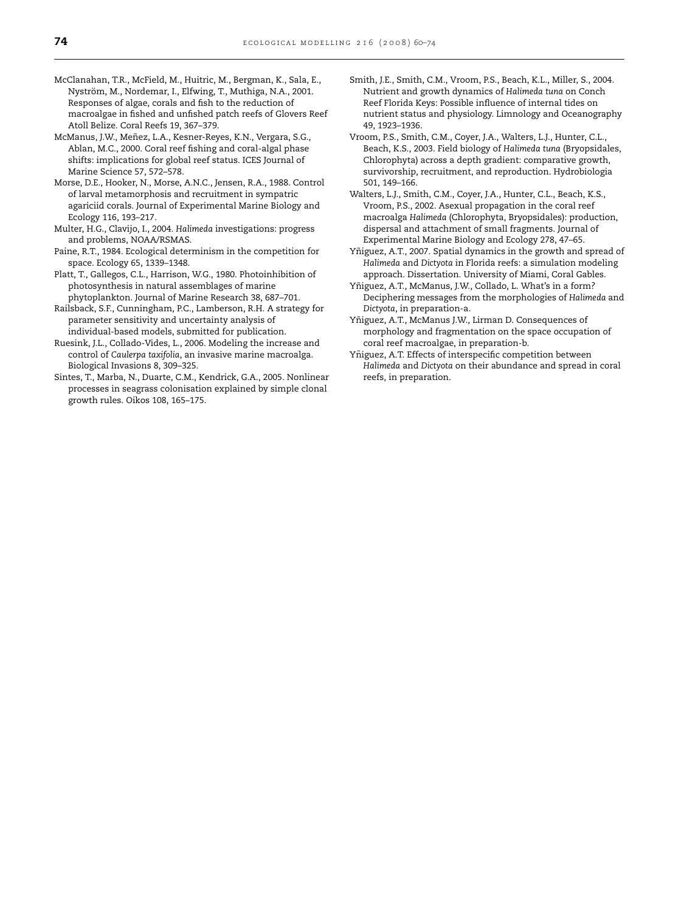McClanahan, T.R., McField, M., Huitric, M., Bergman, K., Sala, E., Nyström, M., Nordemar, I., Elfwing, T., Muthiga, N.A., 2001. Responses of algae, corals and fish to the reduction of macroalgae in fished and unfished patch reefs of Glovers Reef Atoll Belize. Coral Reefs 19, 367–379.

McManus, J.W., Meñez, L.A., Kesner-Reyes, K.N., Vergara, S.G., Ablan, M.C., 2000. Coral reef fishing and coral-algal phase shifts: implications for global reef status. ICES Journal of Marine Science 57, 572–578.

Morse, D.E., Hooker, N., Morse, A.N.C., Jensen, R.A., 1988. Control of larval metamorphosis and recruitment in sympatric agariciid corals. Journal of Experimental Marine Biology and Ecology 116, 193–217.

Multer, H.G., Clavijo, I., 2004. *Halimeda* investigations: progress and problems, NOAA/RSMAS.

Paine, R.T., 1984. Ecological determinism in the competition for space. Ecology 65, 1339–1348.

Platt, T., Gallegos, C.L., Harrison, W.G., 1980. Photoinhibition of photosynthesis in natural assemblages of marine phytoplankton. Journal of Marine Research 38, 687–701.

Railsback, S.F., Cunningham, P.C., Lamberson, R.H. A strategy for parameter sensitivity and uncertainty analysis of individual-based models, submitted for publication.

Ruesink, J.L., Collado-Vides, L., 2006. Modeling the increase and control of *Caulerpa taxifolia*, an invasive marine macroalga. Biological Invasions 8, 309–325.

Sintes, T., Marba, N., Duarte, C.M., Kendrick, G.A., 2005. Nonlinear processes in seagrass colonisation explained by simple clonal growth rules. Oikos 108, 165–175.

Smith, J.E., Smith, C.M., Vroom, P.S., Beach, K.L., Miller, S., 2004. Nutrient and growth dynamics of *Halimeda tuna* on Conch Reef Florida Keys: Possible influence of internal tides on nutrient status and physiology. Limnology and Oceanography 49, 1923–1936.

Vroom, P.S., Smith, C.M., Coyer, J.A., Walters, L.J., Hunter, C.L., Beach, K.S., 2003. Field biology of *Halimeda tuna* (Bryopsidales, Chlorophyta) across a depth gradient: comparative growth, survivorship, recruitment, and reproduction. Hydrobiologia 501, 149–166.

Walters, L.J., Smith, C.M., Coyer, J.A., Hunter, C.L., Beach, K.S., Vroom, P.S., 2002. Asexual propagation in the coral reef macroalga *Halimeda* (Chlorophyta, Bryopsidales): production, dispersal and attachment of small fragments. Journal of Experimental Marine Biology and Ecology 278, 47–65.

Yñiguez, A.T., 2007. Spatial dynamics in the growth and spread of *Halimeda* and *Dictyota* in Florida reefs: a simulation modeling approach. Dissertation. University of Miami, Coral Gables.

Yñiguez, A.T., McManus, J.W., Collado, L. What's in a form? Deciphering messages from the morphologies of *Halimeda* and *Dictyota*, in preparation-a.

Yñiguez, A.T., McManus J.W., Lirman D. Consequences of morphology and fragmentation on the space occupation of coral reef macroalgae, in preparation-b.

Yñiguez, A.T. Effects of interspecific competition between *Halimeda* and *Dictyota* on their abundance and spread in coral reefs, in preparation.